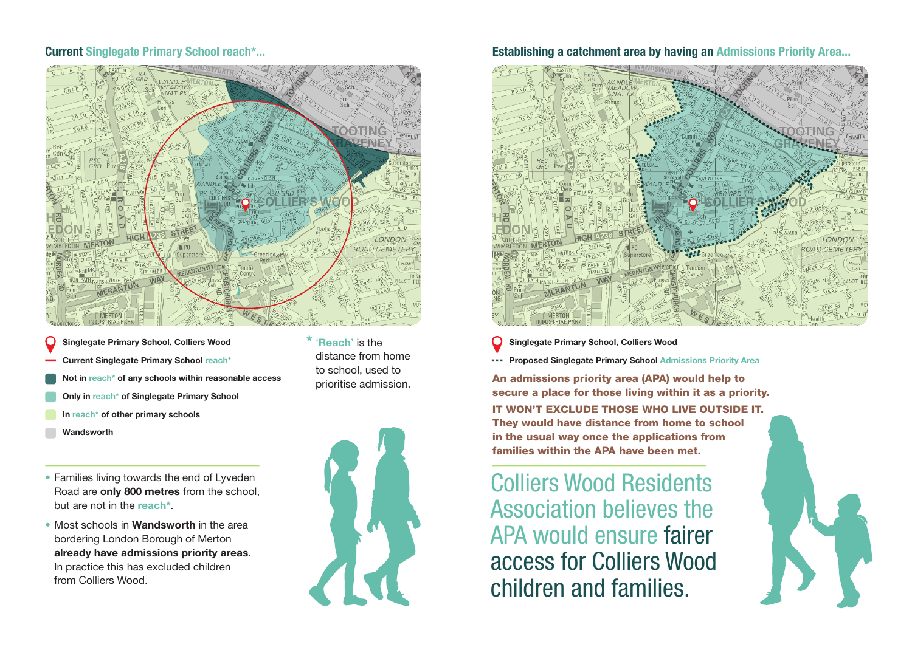## Current Singlegate Primary School reach*...

- Singlegate Primary School, Colliers Wood
- Current Singlegate Primary School reach*
- Not in reach* of any schools within reasonable access
- Only in reach* of Singlegate Primary School
- In reach* of other primary schools
- Wandsworth

\* 'Reach' is the distance from home to school, used to prioritise admission.

- Families living towards the end of Lyveden Road are **only 800 metres** from the school, but are not in the reach*.
- Most schools in **Wandsworth** in the area bordering London Borough of Merton **already have admissions priority areas**. In practice this has excluded children from Colliers Wood.

## Establishing a catchment area by having an Admissions Priority Area...

- Singlegate Primary School, Colliers Wood
- Proposed Singlegate Primary School Admissions Priority Area

**An admissions priority area (APA) would help to secure a place for those living within it as a priority.**

**IT WON'T EXCLUDE THOSE WHO LIVE OUTSIDE IT. They would have distance from home to school in the usual way once the applications from families within the APA have been met.**

Colliers Wood Residents Association believes the APA would ensure fairer access for Colliers Wood children and families.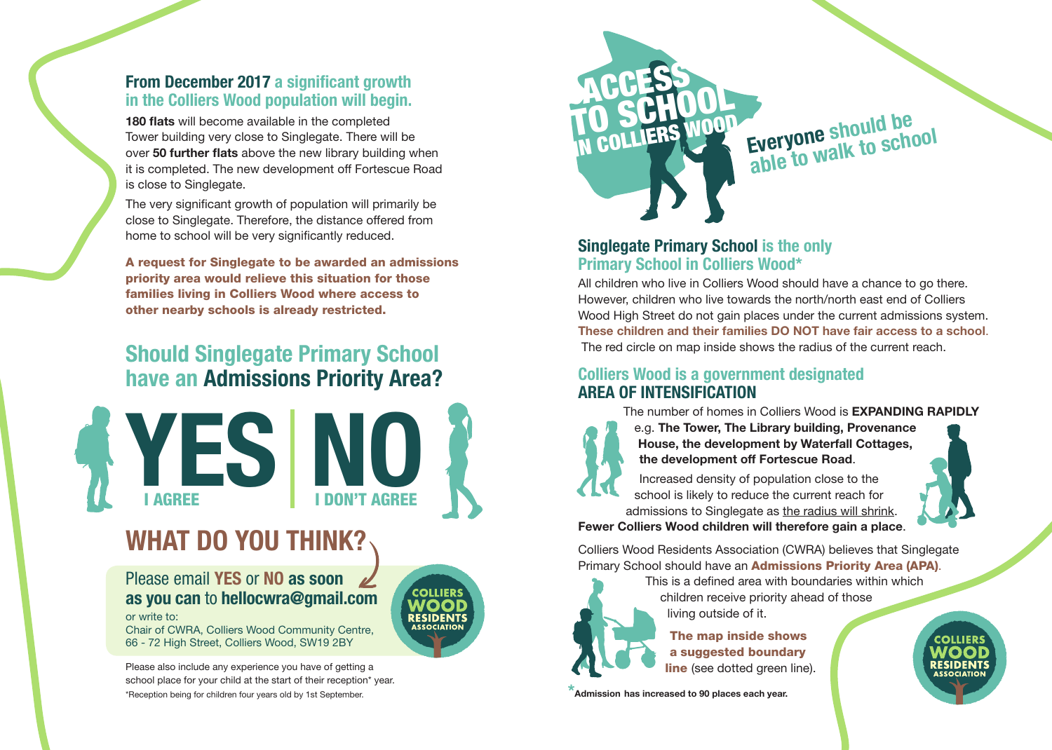## From December 2017 a significant growth in the Colliers Wood population will begin.

**180 flats** will become available in the completed Tower building very close to Singlegate. There will be over **50 further flats** above the new library building when it is completed. The new development off Fortescue Road is close to Singlegate.

The very significant growth of population will primarily be close to Singlegate. Therefore, the distance offered from home to school will be very significantly reduced.

**A request for Singlegate to be awarded an admissions priority area would relieve this situation for those families living in Colliers Wood where access to other nearby schools is already restricted.**

## Should Singlegate Primary School have an Admissions Priority Area?

**YES** — I AGREE | **NO** — I DON'T AGREE

## WHAT DO YOU THINK?

Please email **YES** or **NO** **as soon as you can** to **hellocwra@gmail.com**

or write to:
Chair of CWRA, Colliers Wood Community Centre,
66 - 72 High Street, Colliers Wood, SW19 2BY

COLLIERS WOOD RESIDENTS ASSOCIATION

Please also include any experience you have of getting a school place for your child at the start of their reception* year.

*Reception being for children four years old by 1st September.

# ACCESS TO SCHOOL IN COLLIERS WOOD

**Everyone should be able to walk to school**

## Singlegate Primary School is the only Primary School in Colliers Wood*

All children who live in Colliers Wood should have a chance to go there. However, children who live towards the north/north east end of Colliers Wood High Street do not gain places under the current admissions system. **These children and their families DO NOT have fair access to a school**. The red circle on map inside shows the radius of the current reach.

## Colliers Wood is a government designated AREA OF INTENSIFICATION

The number of homes in Colliers Wood is **EXPANDING RAPIDLY** e.g. **The Tower, The Library building, Provenance House, the development by Waterfall Cottages, the development off Fortescue Road**.

Increased density of population close to the school is likely to reduce the current reach for admissions to Singlegate as the radius will shrink. **Fewer Colliers Wood children will therefore gain a place**.

Colliers Wood Residents Association (CWRA) believes that Singlegate Primary School should have an **Admissions Priority Area (APA)**. This is a defined area with boundaries within which children receive priority ahead of those living outside of it.

**The map inside shows a suggested boundary line** (see dotted green line).

***Admission has increased to 90 places each year.**

COLLIERS WOOD RESIDENTS ASSOCIATION